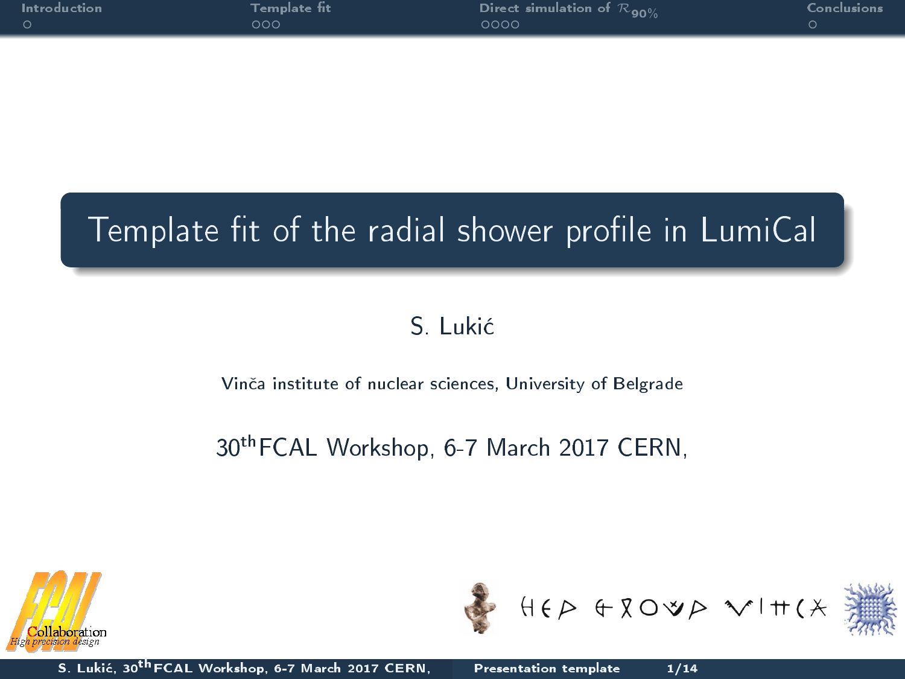# Template fit of the radial shower profile in LumiCal

S. Lukić

Vinča institute of nuclear sciences, University of Belgrade

30th FCAL Workshop, 6-7 March 2017 CERN,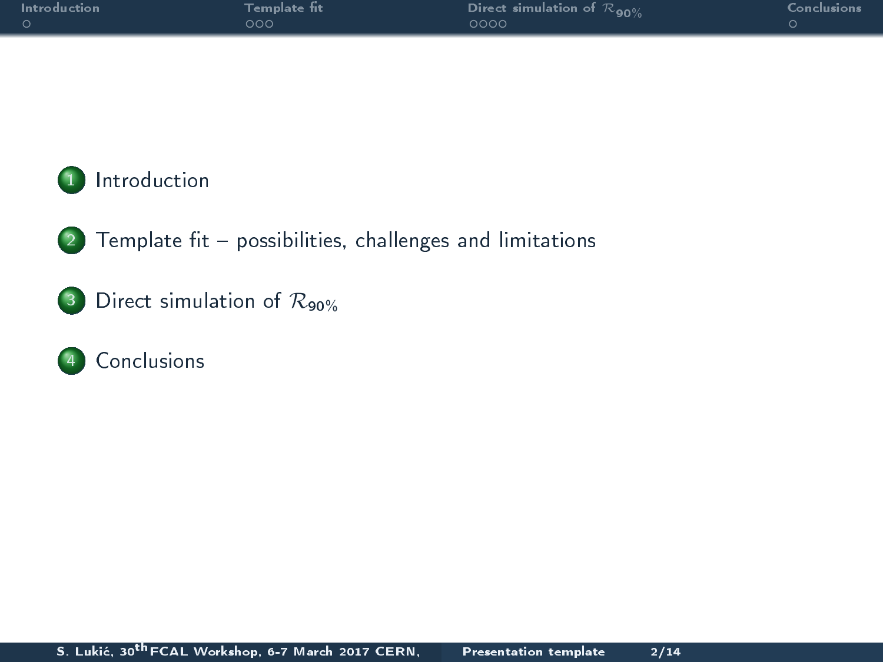1. Introduction
2. Template fit – possibilities, challenges and limitations
3. Direct simulation of $\mathcal{R}_{90\%}$
4. Conclusions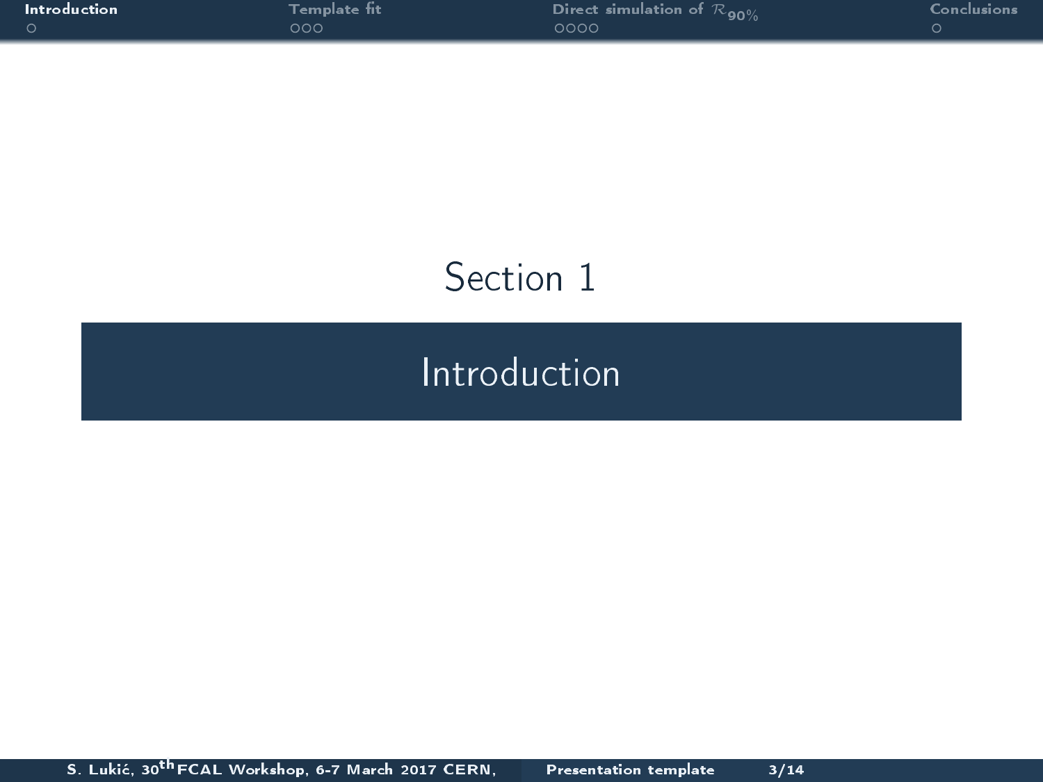Section 1

# Introduction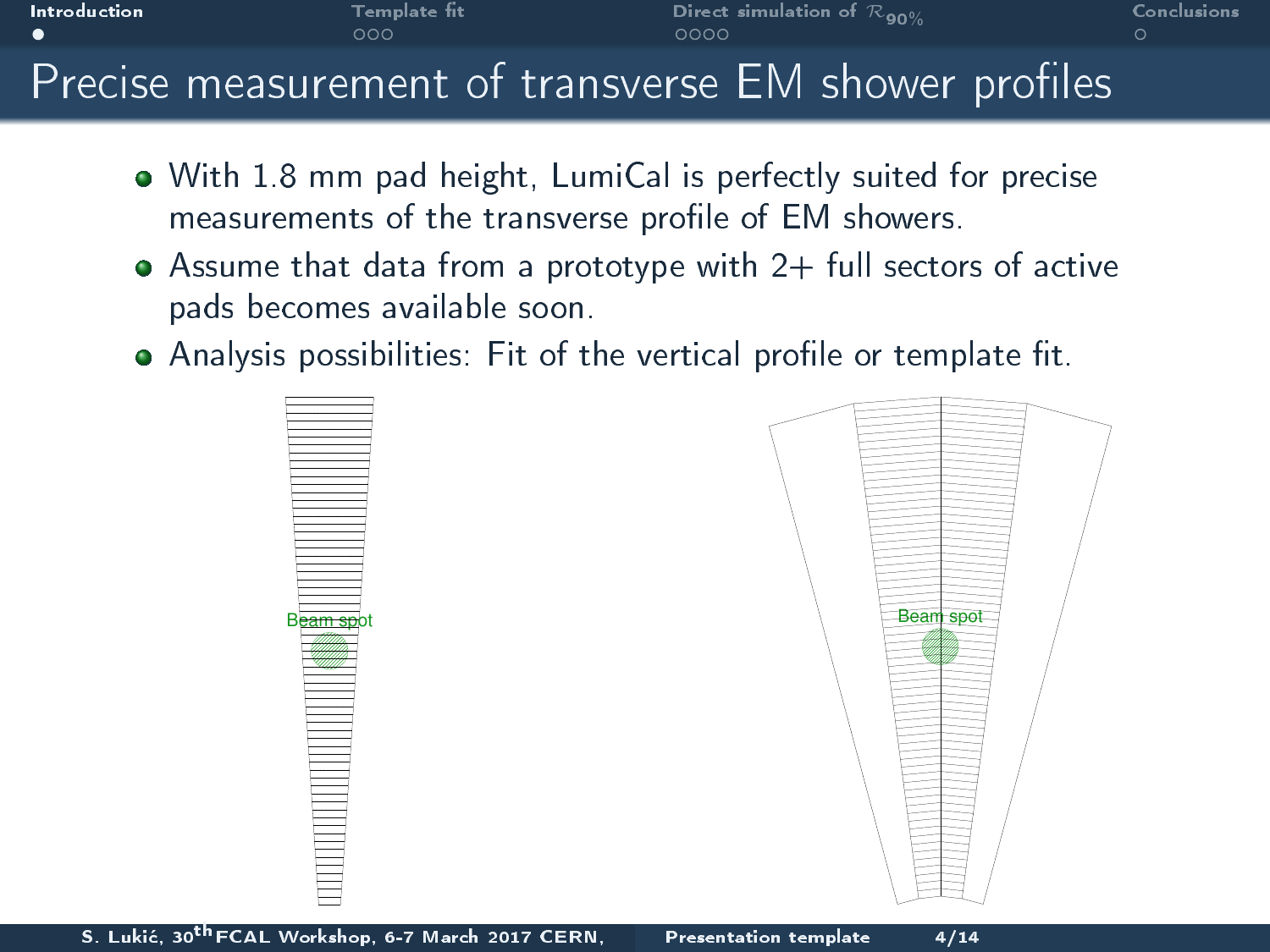# Precise measurement of transverse EM shower profiles

- With 1.8 mm pad height, LumiCal is perfectly suited for precise measurements of the transverse profile of EM showers.
- Assume that data from a prototype with 2+ full sectors of active pads becomes available soon.
- Analysis possibilities: Fit of the vertical profile or template fit.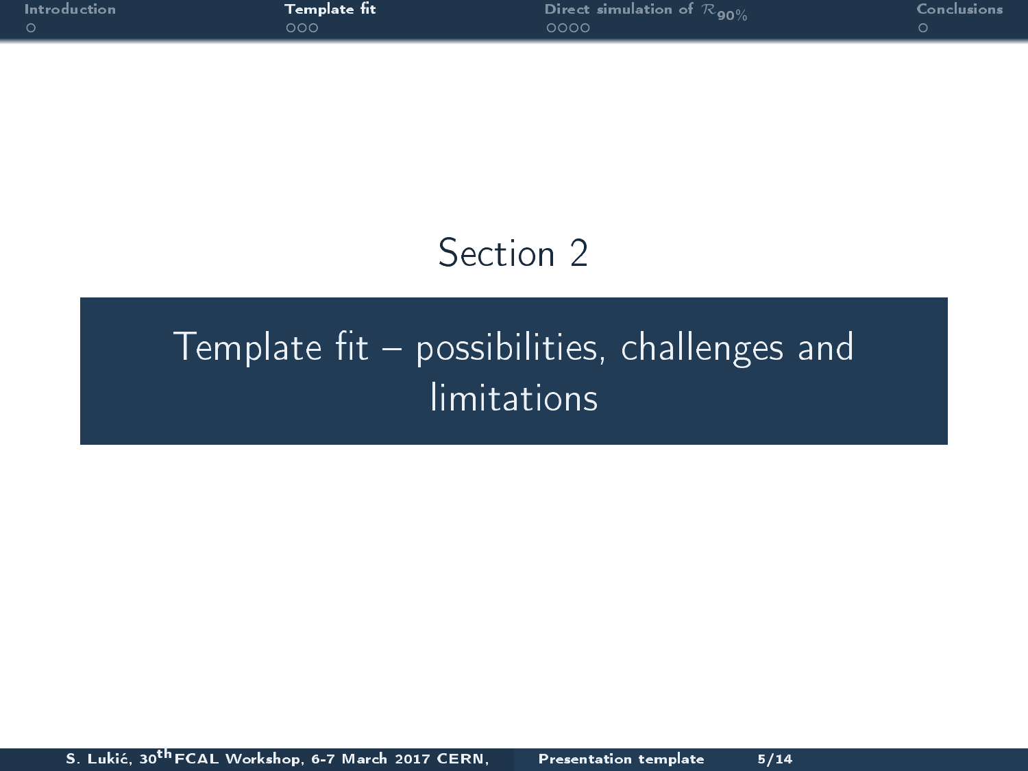# Section 2

## Template fit – possibilities, challenges and limitations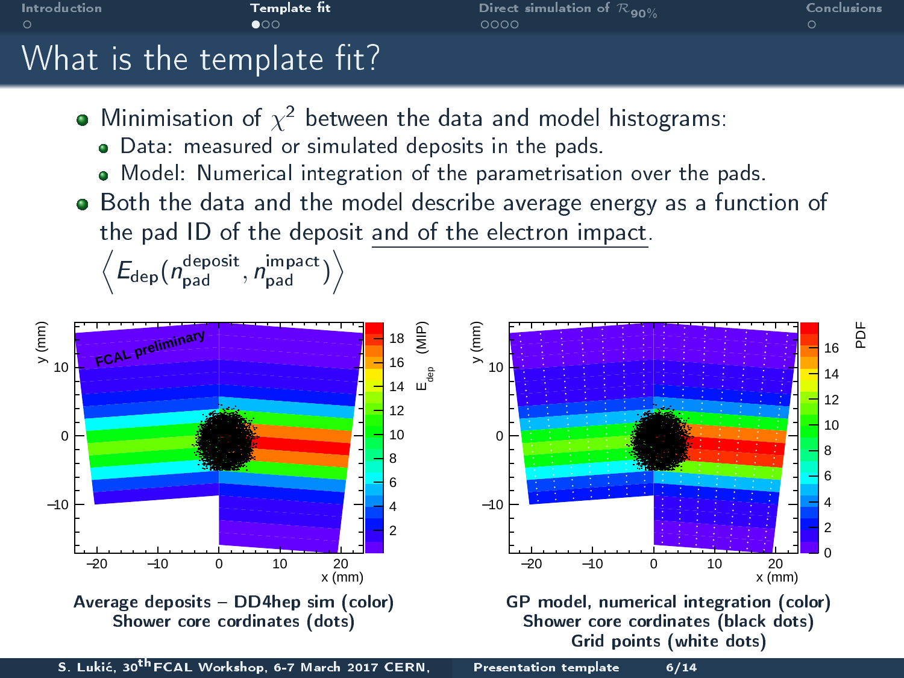# What is the template fit?

- Minimisation of $\chi^2$ between the data and model histograms:
  - Data: measured or simulated deposits in the pads.
  - Model: Numerical integration of the parametrisation over the pads.
- Both the data and the model describe average energy as a function of the pad ID of the deposit and of the electron impact.

$$\left\langle E_{\mathrm{dep}}\left(n_{\mathrm{pad}}^{\mathrm{deposit}}, n_{\mathrm{pad}}^{\mathrm{impact}}\right)\right\rangle$$

Average deposits – DD4hep sim (color)
Shower core cordinates (dots)

GP model, numerical integration (color)
Shower core cordinates (black dots)
Grid points (white dots)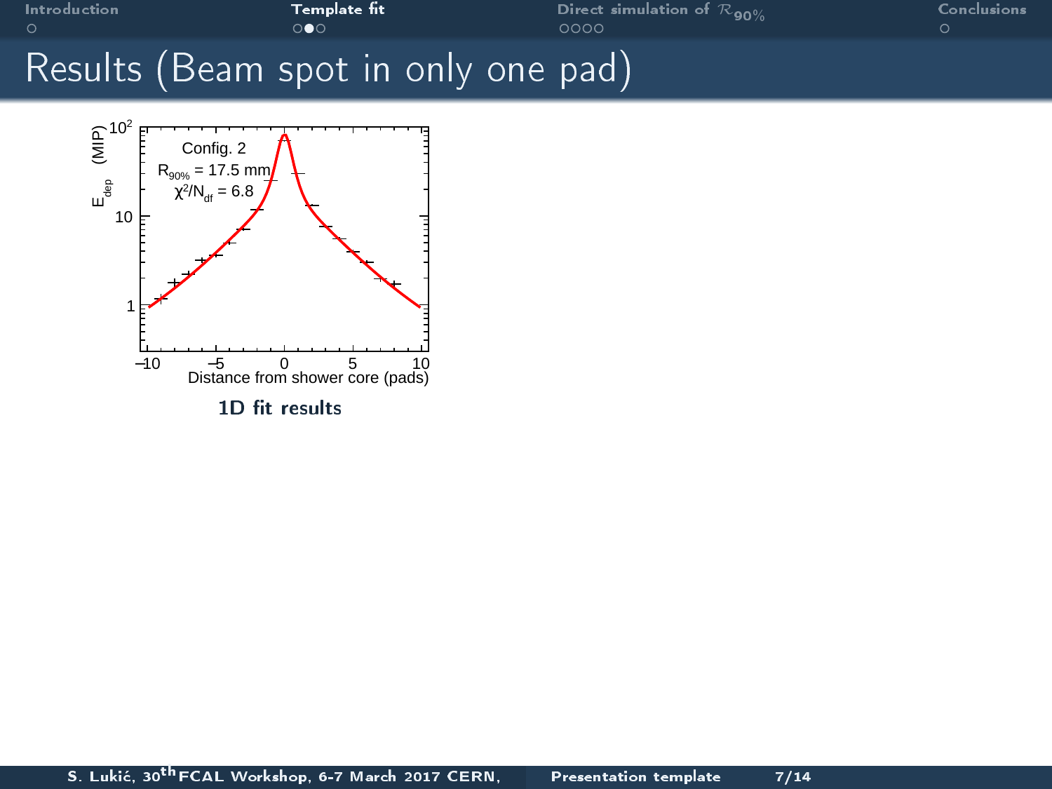# Results (Beam spot in only one pad)

Config. 2

$R_{90\%}$ = 17.5 mm

$\chi^2/N_{df}$ = 6.8

$E_{dep}$ (MIP)

Distance from shower core (pads)

**1D fit results**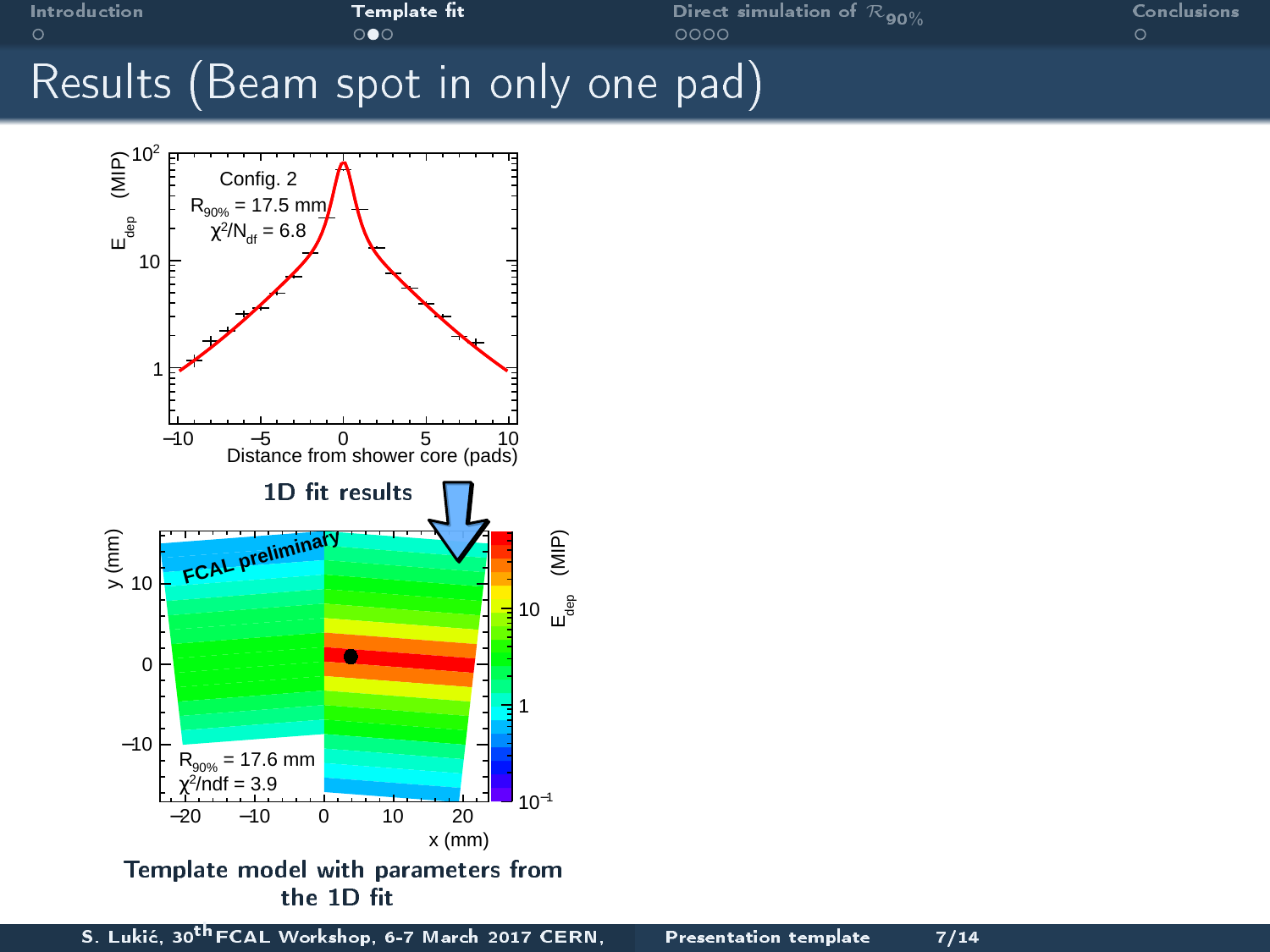# Results (Beam spot in only one pad)

Config. 2

$R_{90\%}$ = 17.5 mm

$\chi^2/N_{df}$ = 6.8

**1D fit results**

FCAL preliminary

$R_{90\%}$ = 17.6 mm

$\chi^2$/ndf = 3.9

**Template model with parameters from the 1D fit**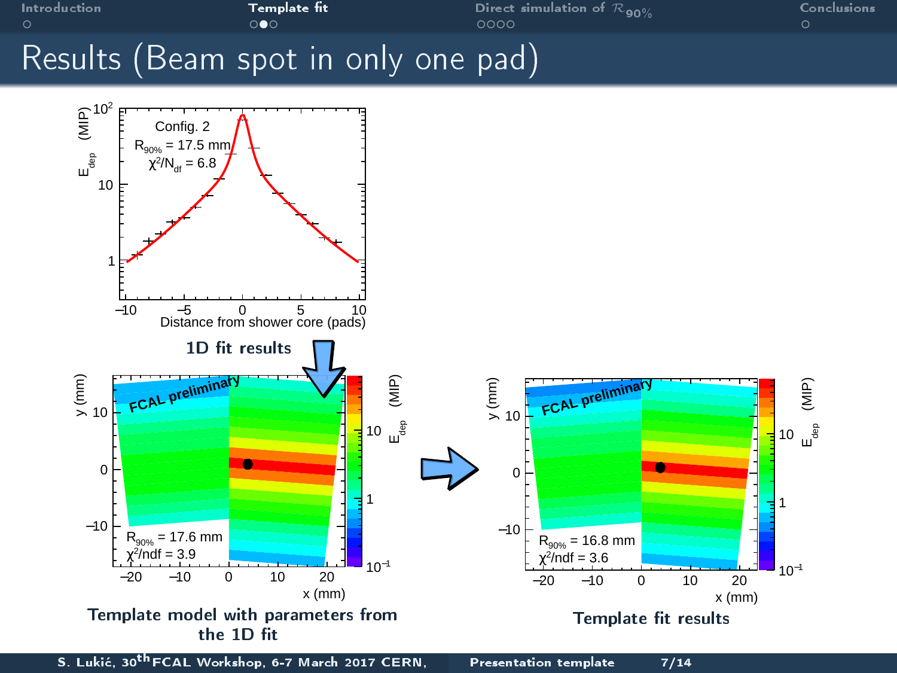# Results (Beam spot in only one pad)

1D fit results

Template model with parameters from the 1D fit

Template fit results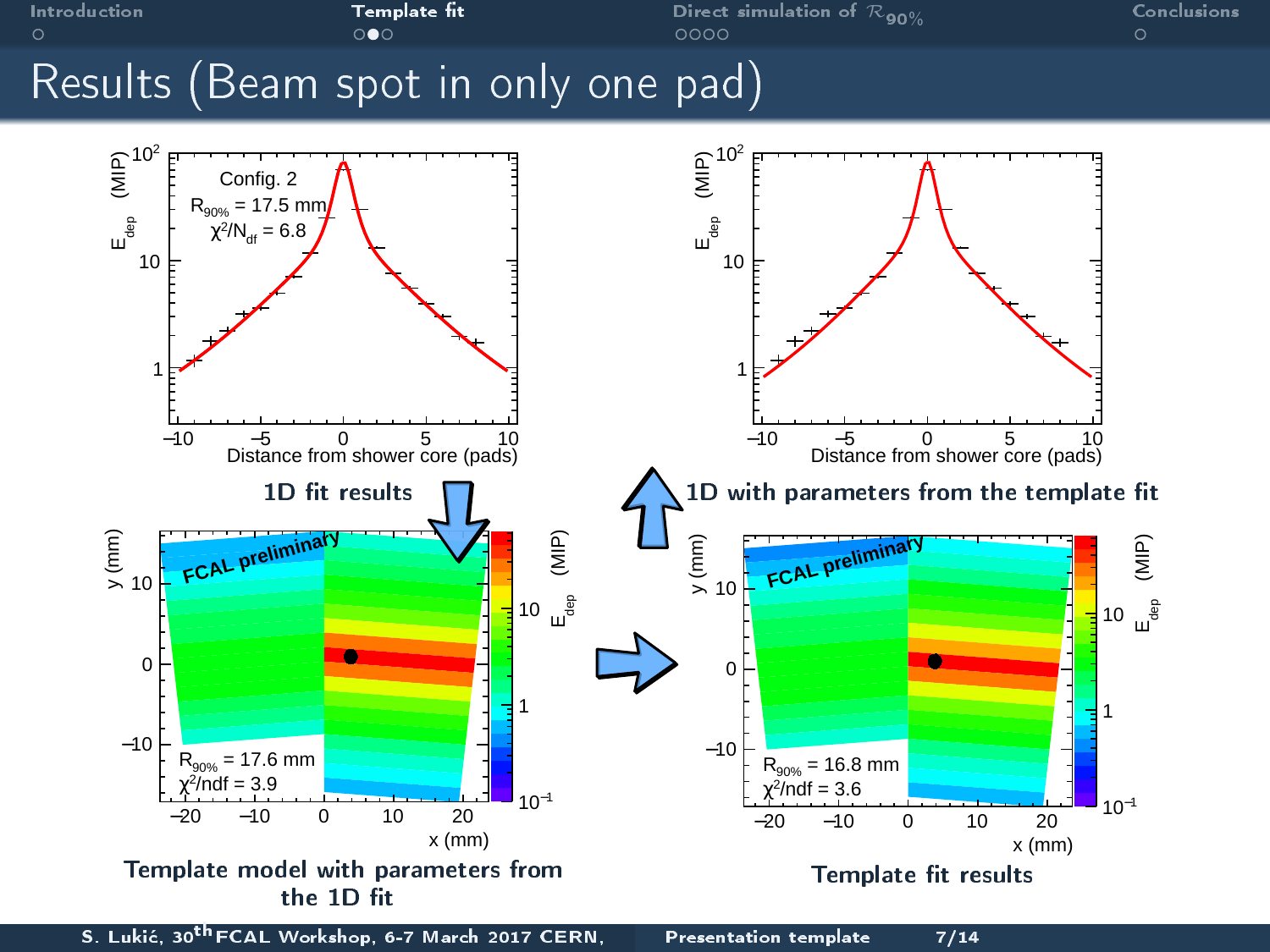# Results (Beam spot in only one pad)

Config. 2
$R_{90\%}$ = 17.5 mm
$\chi^2/N_{df}$ = 6.8

1D fit results

1D with parameters from the template fit

FCAL preliminary
$R_{90\%}$ = 17.6 mm
$\chi^2$/ndf = 3.9

Template model with parameters from the 1D fit

FCAL preliminary
$R_{90\%}$ = 16.8 mm
$\chi^2$/ndf = 3.6

Template fit results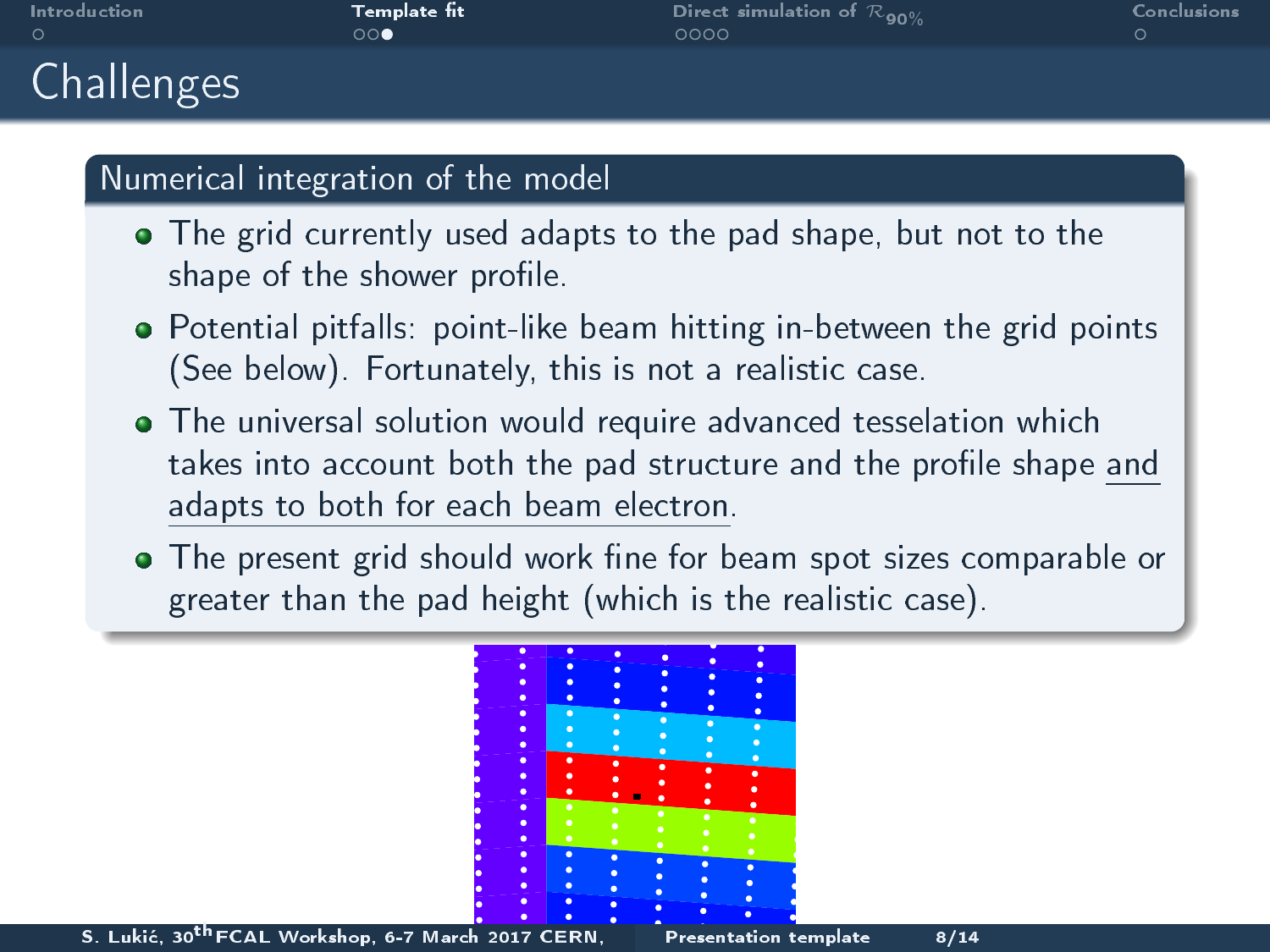# Challenges

## Numerical integration of the model

- The grid currently used adapts to the pad shape, but not to the shape of the shower profile.
- Potential pitfalls: point-like beam hitting in-between the grid points (See below). Fortunately, this is not a realistic case.
- The universal solution would require advanced tesselation which takes into account both the pad structure and the profile shape and adapts to both for each beam electron.
- The present grid should work fine for beam spot sizes comparable or greater than the pad height (which is the realistic case).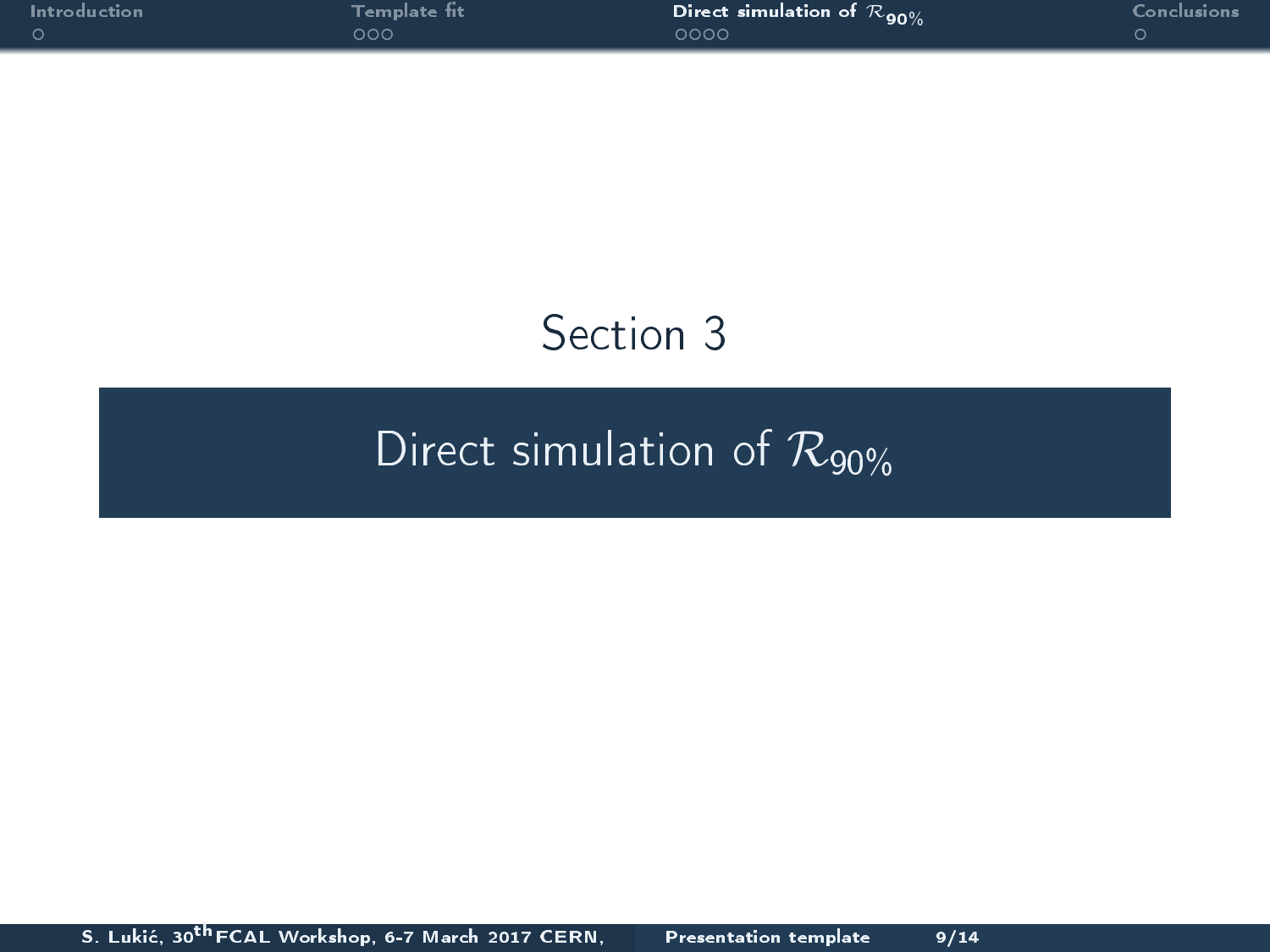Section 3

# Direct simulation of $\mathcal{R}_{90\%}$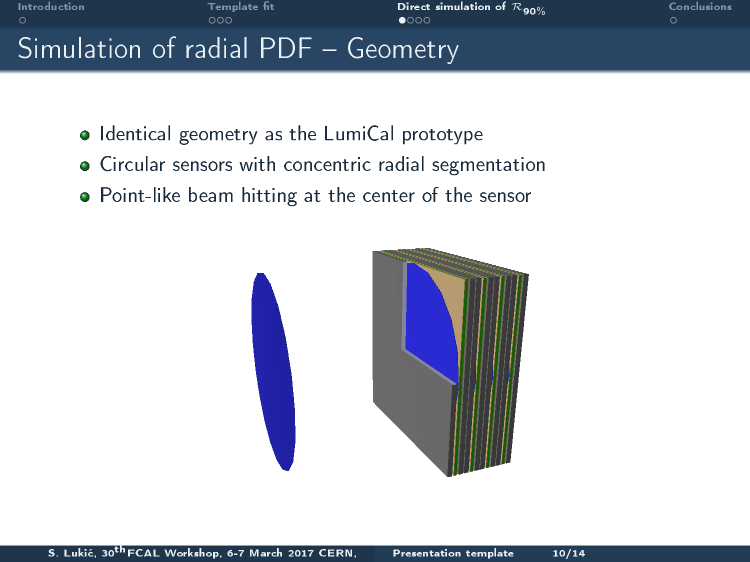# Simulation of radial PDF – Geometry

- Identical geometry as the LumiCal prototype
- Circular sensors with concentric radial segmentation
- Point-like beam hitting at the center of the sensor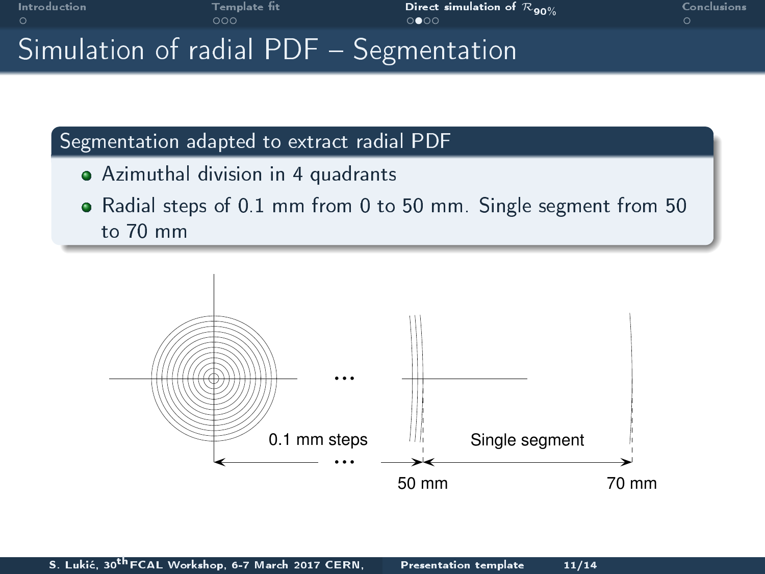# Simulation of radial PDF – Segmentation

## Segmentation adapted to extract radial PDF

- Azimuthal division in 4 quadrants
- Radial steps of 0.1 mm from 0 to 50 mm. Single segment from 50 to 70 mm

0.1 mm steps

Single segment

50 mm

70 mm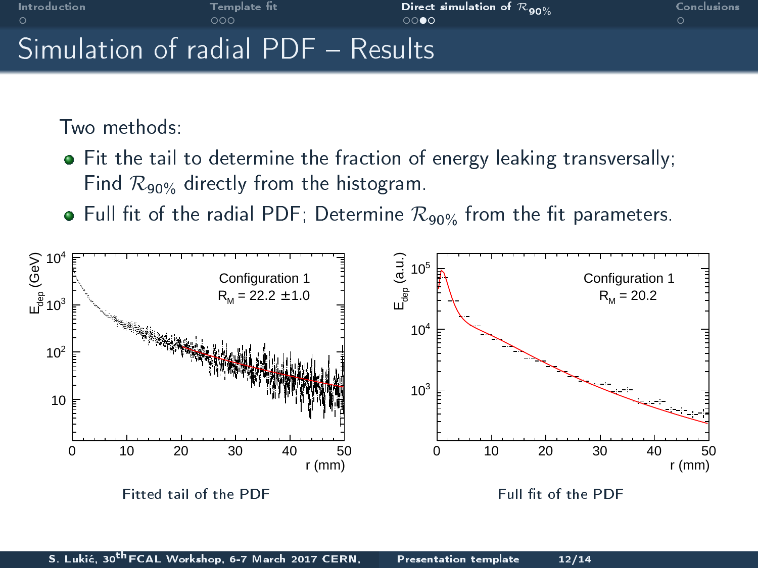# Simulation of radial PDF – Results

Two methods:

- Fit the tail to determine the fraction of energy leaking transversally; Find $\mathcal{R}_{90\%}$ directly from the histogram.
- Full fit of the radial PDF; Determine $\mathcal{R}_{90\%}$ from the fit parameters.

Configuration 1
$R_M = 22.2 \pm 1.0$

Fitted tail of the PDF

Configuration 1
$R_M = 20.2$

Full fit of the PDF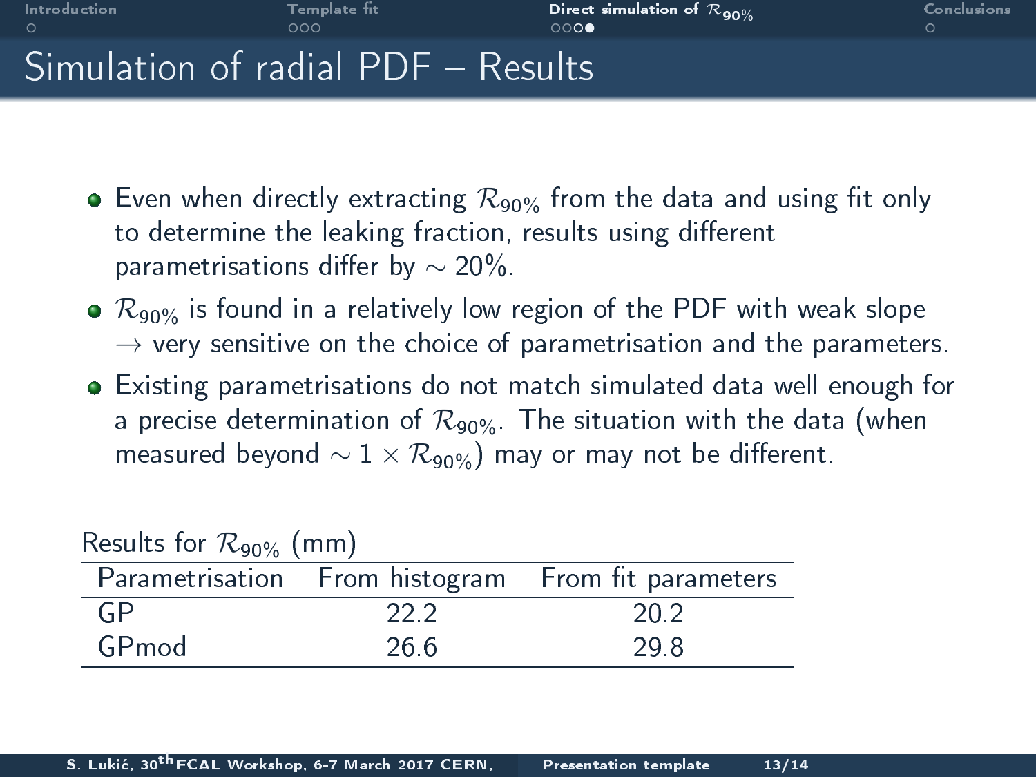# Simulation of radial PDF – Results

- Even when directly extracting $\mathcal{R}_{90\%}$ from the data and using fit only to determine the leaking fraction, results using different parametrisations differ by $\sim 20\%$.
- $\mathcal{R}_{90\%}$ is found in a relatively low region of the PDF with weak slope $\rightarrow$ very sensitive on the choice of parametrisation and the parameters.
- Existing parametrisations do not match simulated data well enough for a precise determination of $\mathcal{R}_{90\%}$. The situation with the data (when measured beyond $\sim 1 \times \mathcal{R}_{90\%}$) may or may not be different.

Results for $\mathcal{R}_{90\%}$ (mm)

| Parametrisation | From histogram | From fit parameters |
|---|---|---|
| GP | 22.2 | 20.2 |
| GPmod | 26.6 | 29.8 |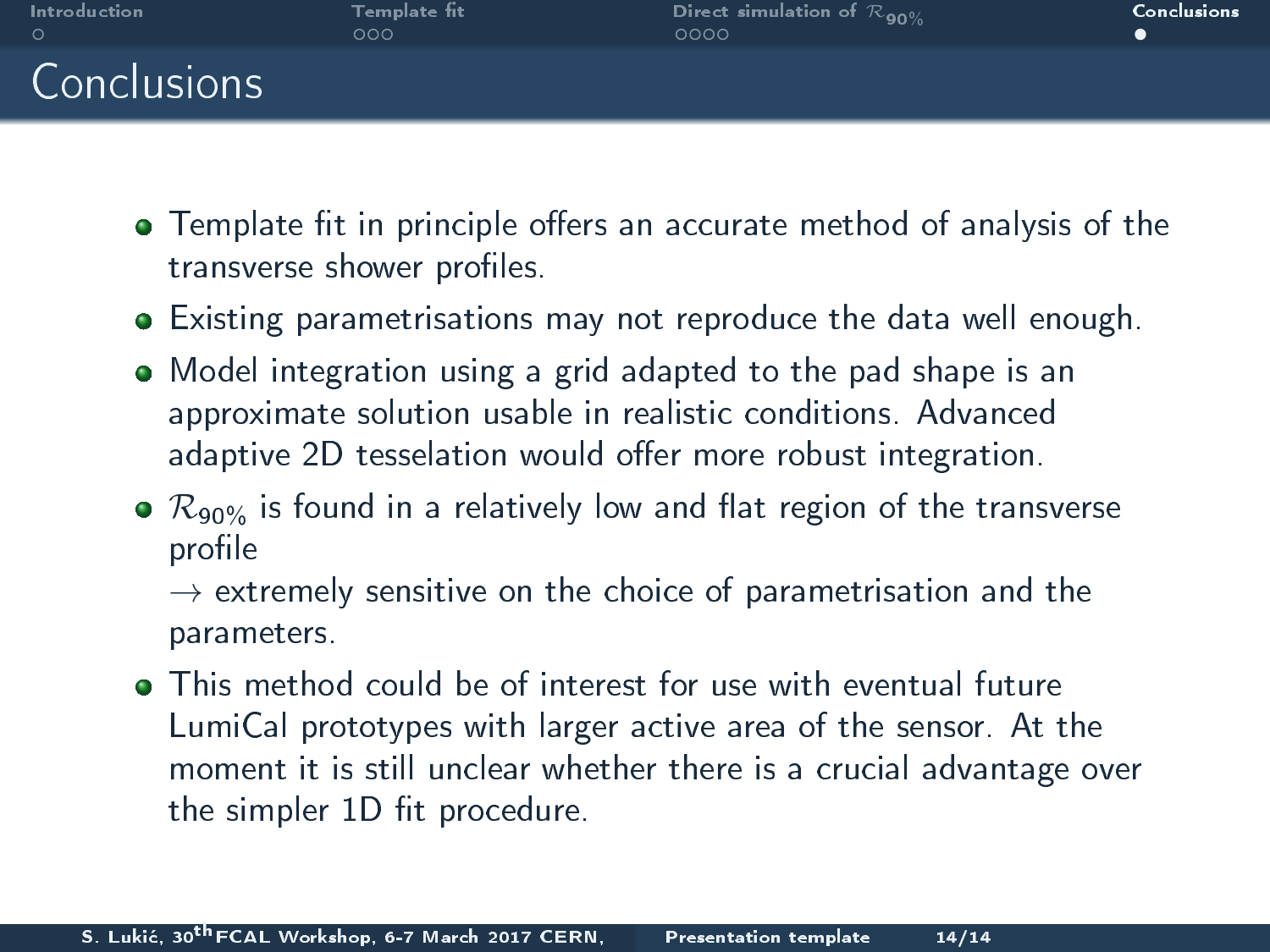# Conclusions

- Template fit in principle offers an accurate method of analysis of the transverse shower profiles.
- Existing parametrisations may not reproduce the data well enough.
- Model integration using a grid adapted to the pad shape is an approximate solution usable in realistic conditions. Advanced adaptive 2D tesselation would offer more robust integration.
- $\mathcal{R}_{90\%}$ is found in a relatively low and flat region of the transverse profile
  $\rightarrow$ extremely sensitive on the choice of parametrisation and the parameters.
- This method could be of interest for use with eventual future LumiCal prototypes with larger active area of the sensor. At the moment it is still unclear whether there is a crucial advantage over the simpler 1D fit procedure.